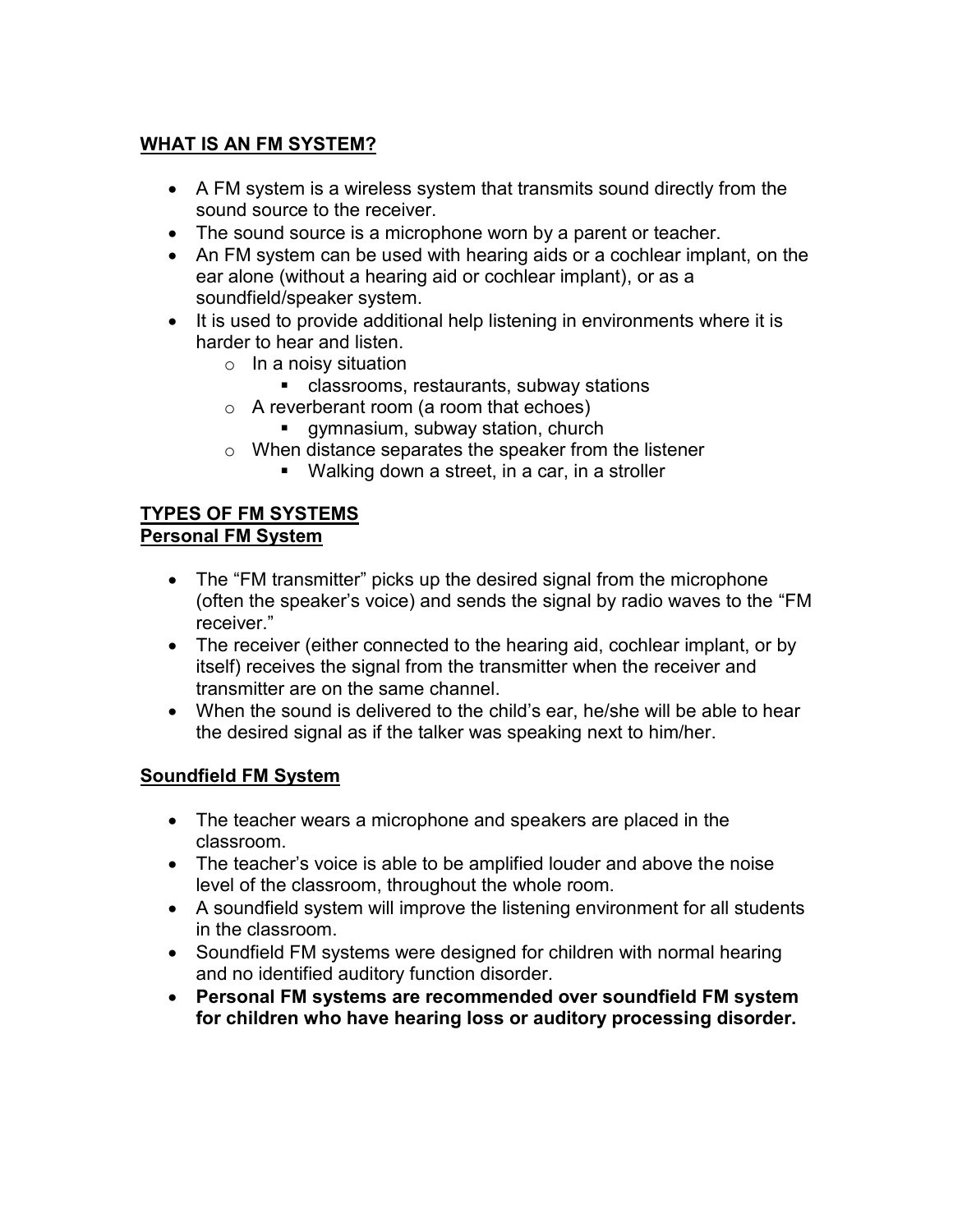## WHAT IS AN FM SYSTEM?

- A FM system is a wireless system that transmits sound directly from the sound source to the receiver.
- The sound source is a microphone worn by a parent or teacher.
- An FM system can be used with hearing aids or a cochlear implant, on the ear alone (without a hearing aid or cochlear implant), or as a soundfield/speaker system.
- It is used to provide additional help listening in environments where it is harder to hear and listen.
    - In a noisy situation
        - classrooms, restaurants, subway stations
    - A reverberant room (a room that echoes)
        - gymnasium, subway station, church
    - When distance separates the speaker from the listener
        - Walking down a street, in a car, in a stroller

## TYPES OF FM SYSTEMS

### Personal FM System

- The "FM transmitter" picks up the desired signal from the microphone (often the speaker's voice) and sends the signal by radio waves to the "FM receiver."
- The receiver (either connected to the hearing aid, cochlear implant, or by itself) receives the signal from the transmitter when the receiver and transmitter are on the same channel.
- When the sound is delivered to the child's ear, he/she will be able to hear the desired signal as if the talker was speaking next to him/her.

### Soundfield FM System

- The teacher wears a microphone and speakers are placed in the classroom.
- The teacher's voice is able to be amplified louder and above the noise level of the classroom, throughout the whole room.
- A soundfield system will improve the listening environment for all students in the classroom.
- Soundfield FM systems were designed for children with normal hearing and no identified auditory function disorder.
- **Personal FM systems are recommended over soundfield FM system for children who have hearing loss or auditory processing disorder.**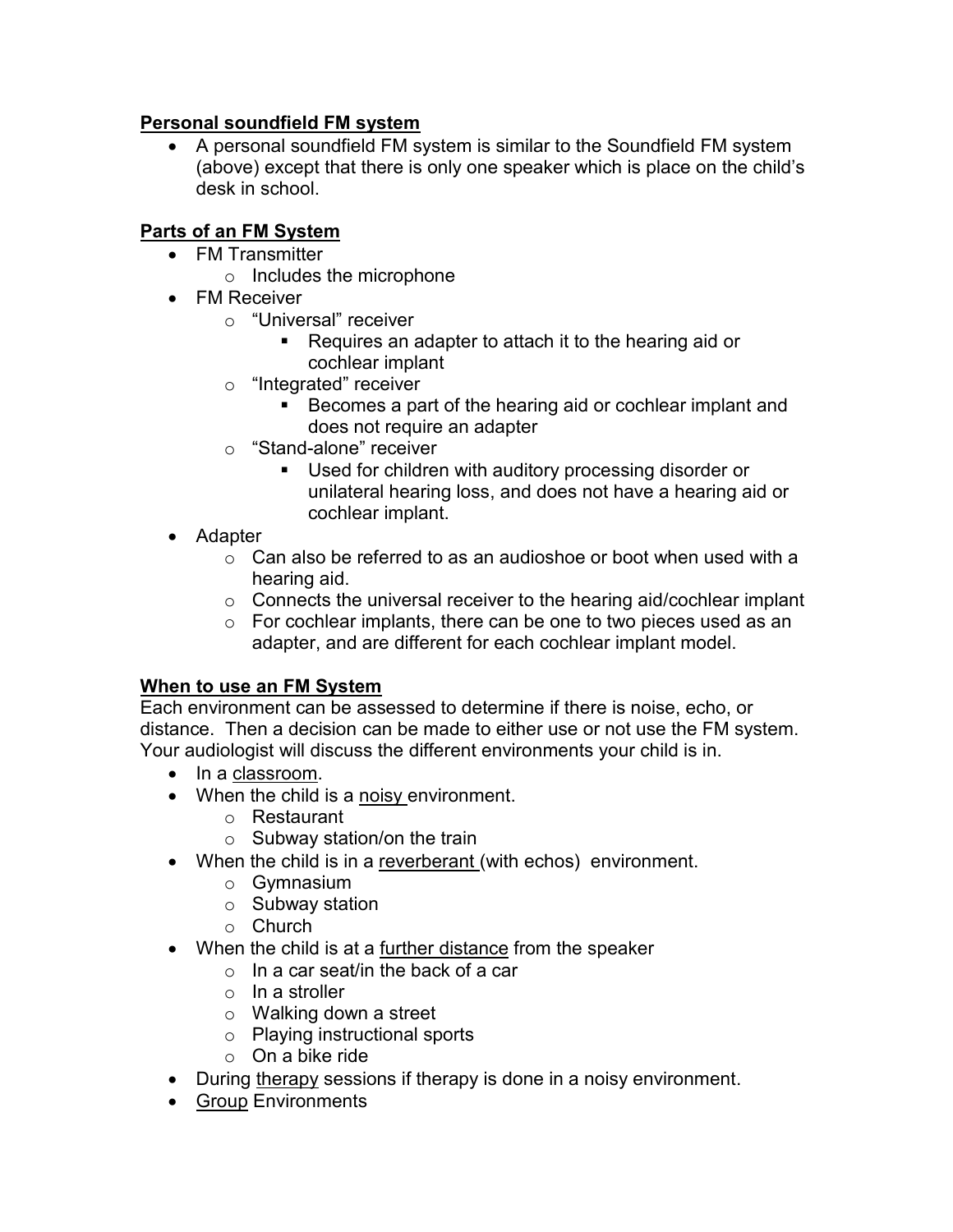**<u>Personal soundfield FM system</u>**

- A personal soundfield FM system is similar to the Soundfield FM system (above) except that there is only one speaker which is place on the child's desk in school.

**<u>Parts of an FM System</u>**

- FM Transmitter
  - Includes the microphone
- FM Receiver
  - "Universal" receiver
    - Requires an adapter to attach it to the hearing aid or cochlear implant
  - "Integrated" receiver
    - Becomes a part of the hearing aid or cochlear implant and does not require an adapter
  - "Stand-alone" receiver
    - Used for children with auditory processing disorder or unilateral hearing loss, and does not have a hearing aid or cochlear implant.
- Adapter
  - Can also be referred to as an audioshoe or boot when used with a hearing aid.
  - Connects the universal receiver to the hearing aid/cochlear implant
  - For cochlear implants, there can be one to two pieces used as an adapter, and are different for each cochlear implant model.

**<u>When to use an FM System</u>**

Each environment can be assessed to determine if there is noise, echo, or distance. Then a decision can be made to either use or not use the FM system. Your audiologist will discuss the different environments your child is in.

- In a <u>classroom</u>.
- When the child is a <u>noisy</u> environment.
  - Restaurant
  - Subway station/on the train
- When the child is in a <u>reverberant</u> (with echos) environment.
  - Gymnasium
  - Subway station
  - Church
- When the child is at a <u>further distance</u> from the speaker
  - In a car seat/in the back of a car
  - In a stroller
  - Walking down a street
  - Playing instructional sports
  - On a bike ride
- During <u>therapy</u> sessions if therapy is done in a noisy environment.
- <u>Group</u> Environments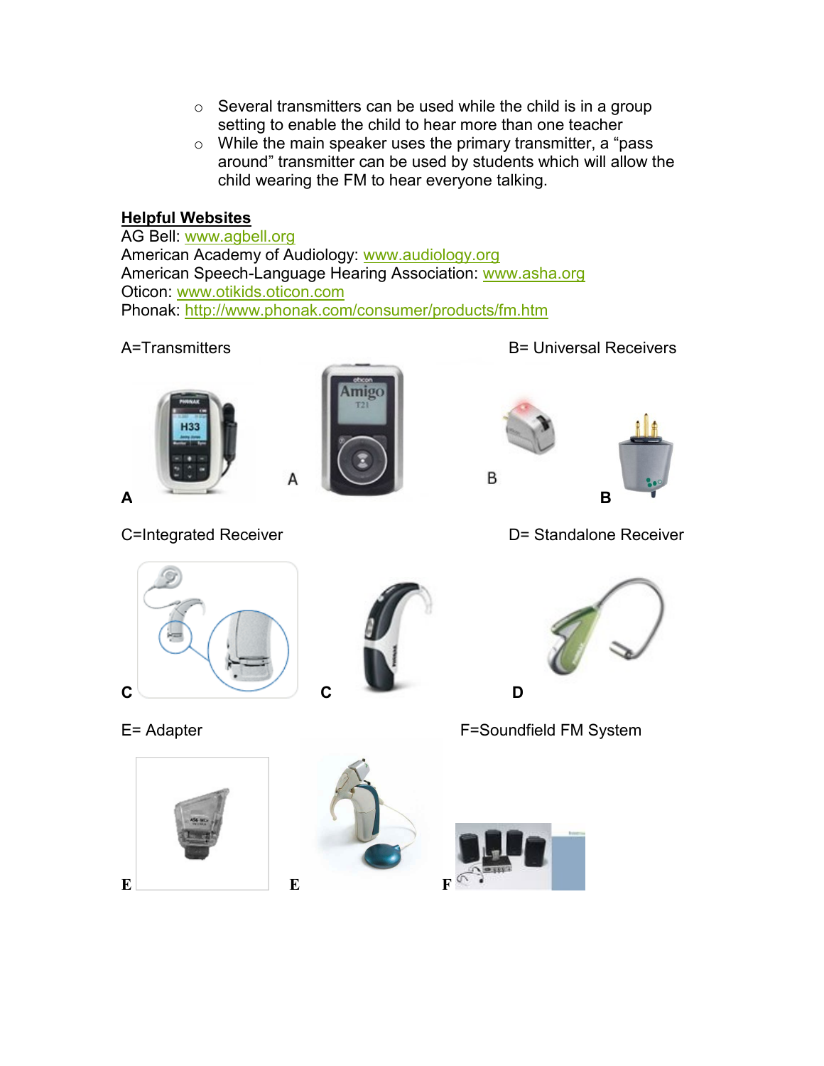- Several transmitters can be used while the child is in a group setting to enable the child to hear more than one teacher
- While the main speaker uses the primary transmitter, a "pass around" transmitter can be used by students which will allow the child wearing the FM to hear everyone talking.

**Helpful Websites**

AG Bell: www.agbell.org
American Academy of Audiology: www.audiology.org
American Speech-Language Hearing Association: www.asha.org
Oticon: www.otikids.oticon.com
Phonak: http://www.phonak.com/consumer/products/fm.htm

A=Transmitters

B= Universal Receivers

A A B B

C=Integrated Receiver

D= Standalone Receiver

C C D

E= Adapter

F=Soundfield FM System

E E F